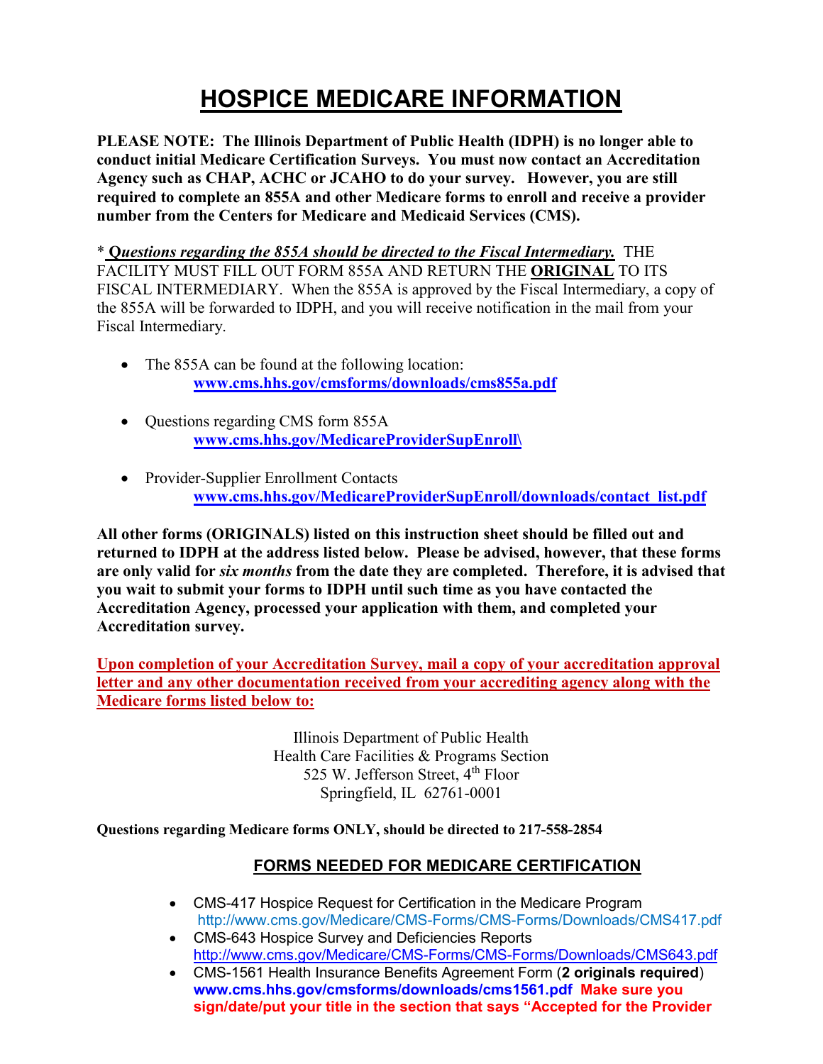# HOSPICE MEDICARE INFORMATION

**PLEASE NOTE: The Illinois Department of Public Health (IDPH) is no longer able to conduct initial Medicare Certification Surveys. You must now contact an Accreditation Agency such as CHAP, ACHC or JCAHO to do your survey. However, you are still required to complete an 855A and other Medicare forms to enroll and receive a provider number from the Centers for Medicare and Medicaid Services (CMS).**

\* ***Questions regarding the 855A should be directed to the Fiscal Intermediary.*** THE FACILITY MUST FILL OUT FORM 855A AND RETURN THE **ORIGINAL** TO ITS FISCAL INTERMEDIARY. When the 855A is approved by the Fiscal Intermediary, a copy of the 855A will be forwarded to IDPH, and you will receive notification in the mail from your Fiscal Intermediary.

- The 855A can be found at the following location:
  **www.cms.hhs.gov/cmsforms/downloads/cms855a.pdf**
- Questions regarding CMS form 855A
  **www.cms.hhs.gov/MedicareProviderSupEnroll\**
- Provider-Supplier Enrollment Contacts
  **www.cms.hhs.gov/MedicareProviderSupEnroll/downloads/contact_list.pdf**

**All other forms (ORIGINALS) listed on this instruction sheet should be filled out and returned to IDPH at the address listed below. Please be advised, however, that these forms are only valid for *six months* from the date they are completed. Therefore, it is advised that you wait to submit your forms to IDPH until such time as you have contacted the Accreditation Agency, processed your application with them, and completed your Accreditation survey.**

**Upon completion of your Accreditation Survey, mail a copy of your accreditation approval letter and any other documentation received from your accrediting agency along with the Medicare forms listed below to:**

Illinois Department of Public Health
Health Care Facilities & Programs Section
525 W. Jefferson Street, 4th Floor
Springfield, IL 62761-0001

**Questions regarding Medicare forms ONLY, should be directed to 217-558-2854**

## FORMS NEEDED FOR MEDICARE CERTIFICATION

- CMS-417 Hospice Request for Certification in the Medicare Program
  http://www.cms.gov/Medicare/CMS-Forms/CMS-Forms/Downloads/CMS417.pdf
- CMS-643 Hospice Survey and Deficiencies Reports
  http://www.cms.gov/Medicare/CMS-Forms/CMS-Forms/Downloads/CMS643.pdf
- CMS-1561 Health Insurance Benefits Agreement Form (**2 originals required**)
  **www.cms.hhs.gov/cmsforms/downloads/cms1561.pdf** **Make sure you sign/date/put your title in the section that says "Accepted for the Provider**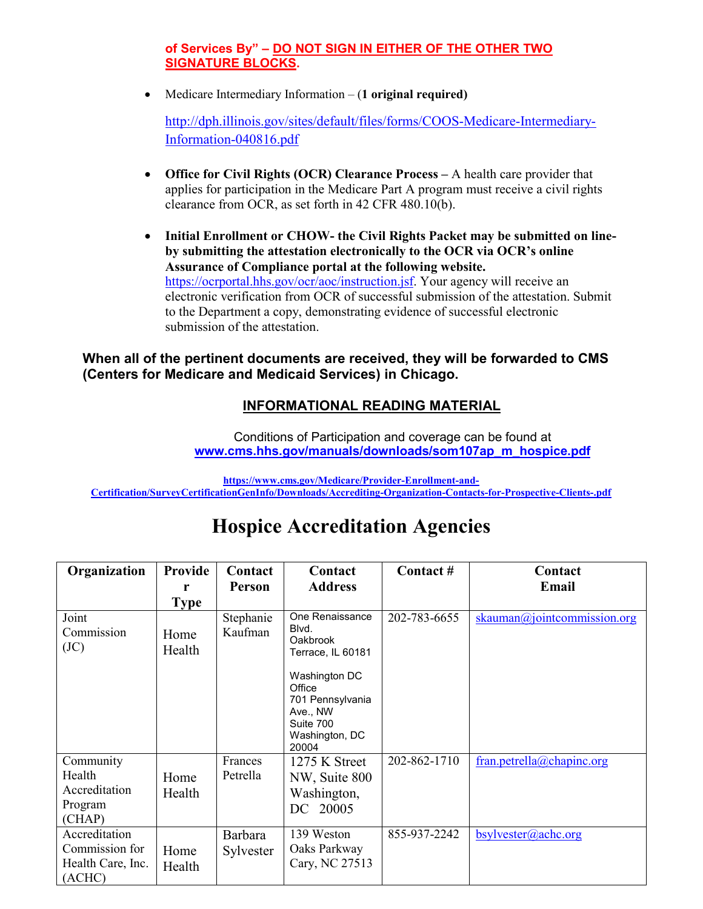**of Services By" – DO NOT SIGN IN EITHER OF THE OTHER TWO SIGNATURE BLOCKS.**

- Medicare Intermediary Information – (**1 original required)**

  http://dph.illinois.gov/sites/default/files/forms/COOS-Medicare-Intermediary-Information-040816.pdf

- **Office for Civil Rights (OCR) Clearance Process –** A health care provider that applies for participation in the Medicare Part A program must receive a civil rights clearance from OCR, as set forth in 42 CFR 480.10(b).

- **Initial Enrollment or CHOW- the Civil Rights Packet may be submitted on line- by submitting the attestation electronically to the OCR via OCR's online Assurance of Compliance portal at the following website.** https://ocrportal.hhs.gov/ocr/aoc/instruction.jsf. Your agency will receive an electronic verification from OCR of successful submission of the attestation. Submit to the Department a copy, demonstrating evidence of successful electronic submission of the attestation.

**When all of the pertinent documents are received, they will be forwarded to CMS (Centers for Medicare and Medicaid Services) in Chicago.**

## INFORMATIONAL READING MATERIAL

Conditions of Participation and coverage can be found at **www.cms.hhs.gov/manuals/downloads/som107ap_m_hospice.pdf**

**https://www.cms.gov/Medicare/Provider-Enrollment-and-Certification/SurveyCertificationGenInfo/Downloads/Accrediting-Organization-Contacts-for-Prospective-Clients-.pdf**

# Hospice Accreditation Agencies

| Organization | Provider Type | Contact Person | Contact Address | Contact # | Contact Email |
|---|---|---|---|---|---|
| Joint Commission (JC) | Home Health | Stephanie Kaufman | One Renaissance Blvd. Oakbrook Terrace, IL 60181<br><br>Washington DC Office 701 Pennsylvania Ave., NW Suite 700 Washington, DC 20004 | 202-783-6655 | skauman@jointcommission.org |
| Community Health Accreditation Program (CHAP) | Home Health | Frances Petrella | 1275 K Street NW, Suite 800 Washington, DC 20005 | 202-862-1710 | fran.petrella@chapinc.org |
| Accreditation Commission for Health Care, Inc. (ACHC) | Home Health | Barbara Sylvester | 139 Weston Oaks Parkway Cary, NC 27513 | 855-937-2242 | bsylvester@achc.org |